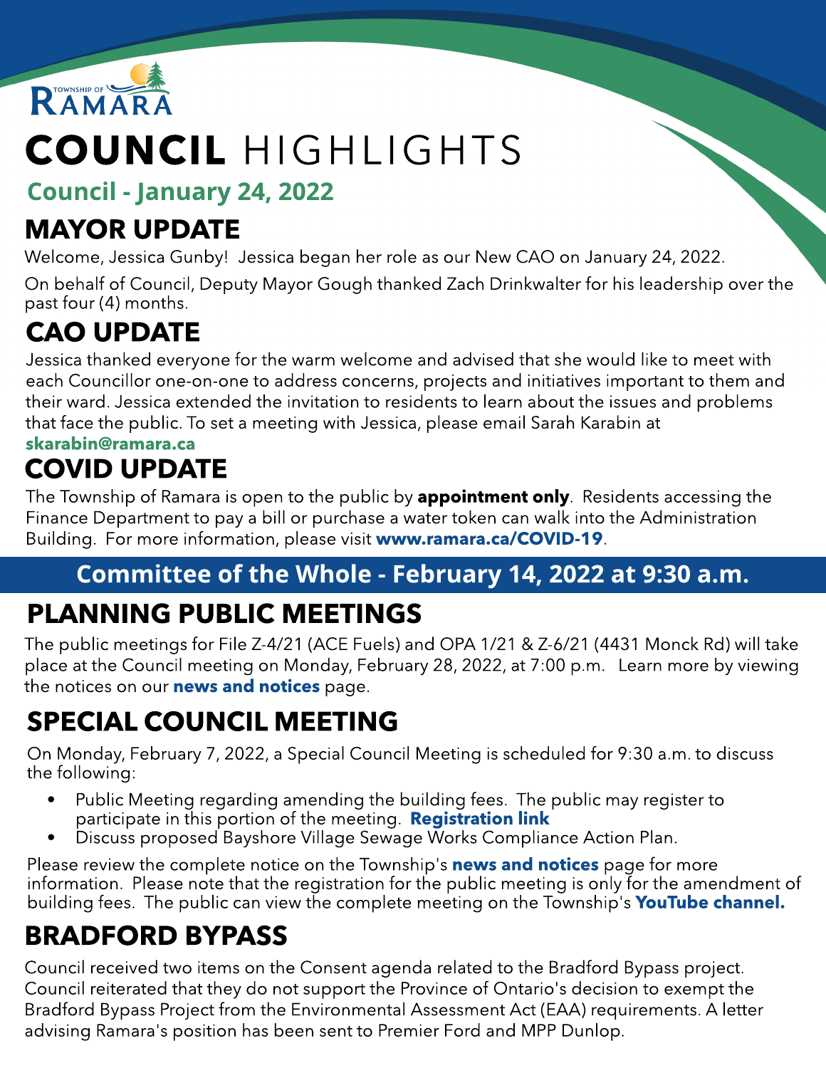TOWNSHIP OF RAMARA

# COUNCIL HIGHLIGHTS

## Council - January 24, 2022

## MAYOR UPDATE

Welcome, Jessica Gunby! Jessica began her role as our New CAO on January 24, 2022.

On behalf of Council, Deputy Mayor Gough thanked Zach Drinkwalter for his leadership over the past four (4) months.

## CAO UPDATE

Jessica thanked everyone for the warm welcome and advised that she would like to meet with each Councillor one-on-one to address concerns, projects and initiatives important to them and their ward. Jessica extended the invitation to residents to learn about the issues and problems that face the public. To set a meeting with Jessica, please email Sarah Karabin at **skarabin@ramara.ca**

## COVID UPDATE

The Township of Ramara is open to the public by **appointment only**. Residents accessing the Finance Department to pay a bill or purchase a water token can walk into the Administration Building. For more information, please visit **www.ramara.ca/COVID-19**.

## Committee of the Whole - February 14, 2022 at 9:30 a.m.

## PLANNING PUBLIC MEETINGS

The public meetings for File Z-4/21 (ACE Fuels) and OPA 1/21 & Z-6/21 (4431 Monck Rd) will take place at the Council meeting on Monday, February 28, 2022, at 7:00 p.m. Learn more by viewing the notices on our **news and notices** page.

## SPECIAL COUNCIL MEETING

On Monday, February 7, 2022, a Special Council Meeting is scheduled for 9:30 a.m. to discuss the following:

- Public Meeting regarding amending the building fees. The public may register to participate in this portion of the meeting. **Registration link**
- Discuss proposed Bayshore Village Sewage Works Compliance Action Plan.

Please review the complete notice on the Township's **news and notices** page for more information. Please note that the registration for the public meeting is only for the amendment of building fees. The public can view the complete meeting on the Township's **YouTube channel.**

## BRADFORD BYPASS

Council received two items on the Consent agenda related to the Bradford Bypass project. Council reiterated that they do not support the Province of Ontario's decision to exempt the Bradford Bypass Project from the Environmental Assessment Act (EAA) requirements. A letter advising Ramara's position has been sent to Premier Ford and MPP Dunlop.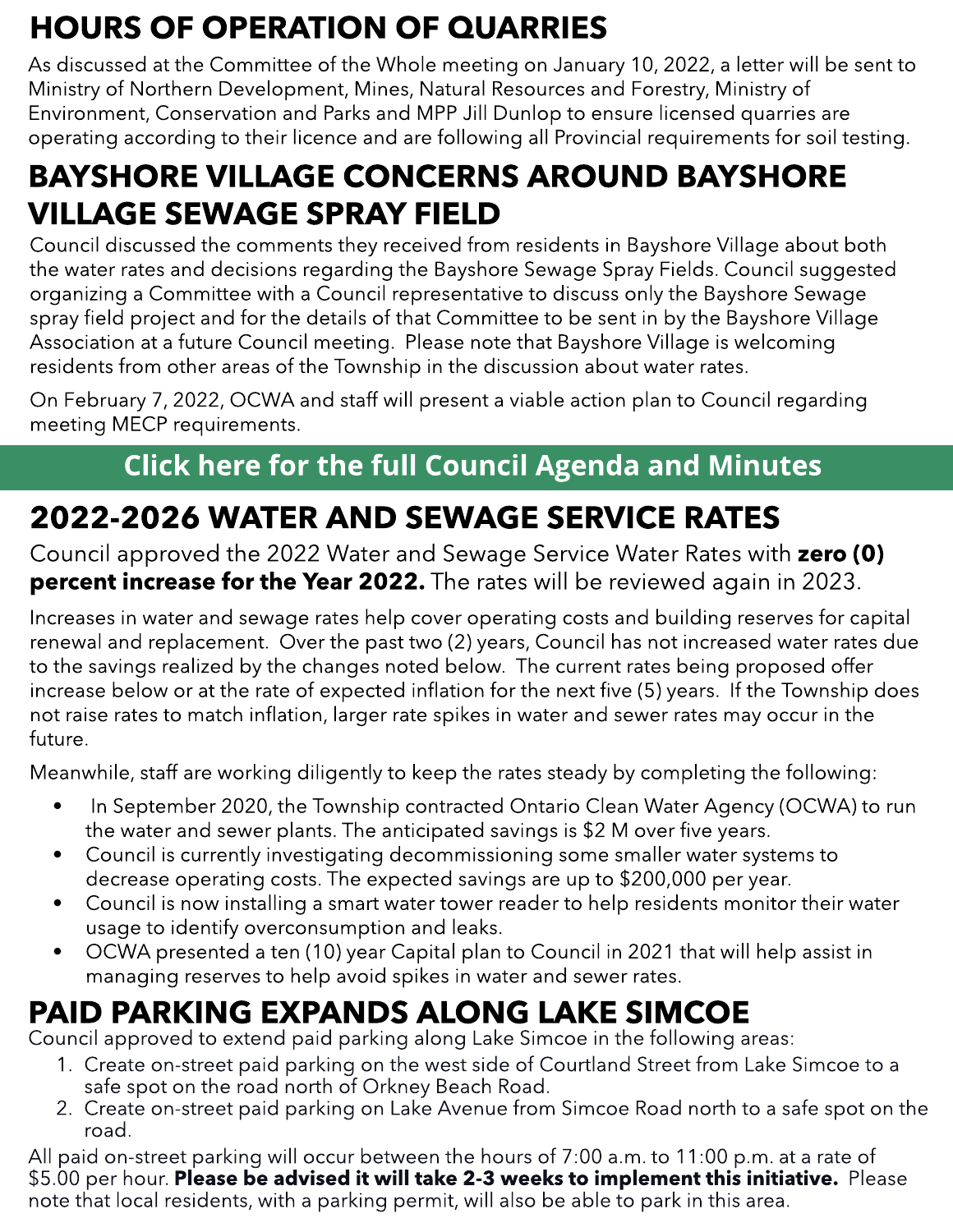## HOURS OF OPERATION OF QUARRIES

As discussed at the Committee of the Whole meeting on January 10, 2022, a letter will be sent to Ministry of Northern Development, Mines, Natural Resources and Forestry, Ministry of Environment, Conservation and Parks and MPP Jill Dunlop to ensure licensed quarries are operating according to their licence and are following all Provincial requirements for soil testing.

## BAYSHORE VILLAGE CONCERNS AROUND BAYSHORE VILLAGE SEWAGE SPRAY FIELD

Council discussed the comments they received from residents in Bayshore Village about both the water rates and decisions regarding the Bayshore Sewage Spray Fields. Council suggested organizing a Committee with a Council representative to discuss only the Bayshore Sewage spray field project and for the details of that Committee to be sent in by the Bayshore Village Association at a future Council meeting. Please note that Bayshore Village is welcoming residents from other areas of the Township in the discussion about water rates.

On February 7, 2022, OCWA and staff will present a viable action plan to Council regarding meeting MECP requirements.

**Click here for the full Council Agenda and Minutes**

## 2022-2026 WATER AND SEWAGE SERVICE RATES

Council approved the 2022 Water and Sewage Service Water Rates with **zero (0) percent increase for the Year 2022.** The rates will be reviewed again in 2023.

Increases in water and sewage rates help cover operating costs and building reserves for capital renewal and replacement. Over the past two (2) years, Council has not increased water rates due to the savings realized by the changes noted below. The current rates being proposed offer increase below or at the rate of expected inflation for the next five (5) years. If the Township does not raise rates to match inflation, larger rate spikes in water and sewer rates may occur in the future.

Meanwhile, staff are working diligently to keep the rates steady by completing the following:

- In September 2020, the Township contracted Ontario Clean Water Agency (OCWA) to run the water and sewer plants. The anticipated savings is $2 M over five years.
- Council is currently investigating decommissioning some smaller water systems to decrease operating costs. The expected savings are up to $200,000 per year.
- Council is now installing a smart water tower reader to help residents monitor their water usage to identify overconsumption and leaks.
- OCWA presented a ten (10) year Capital plan to Council in 2021 that will help assist in managing reserves to help avoid spikes in water and sewer rates.

## PAID PARKING EXPANDS ALONG LAKE SIMCOE

Council approved to extend paid parking along Lake Simcoe in the following areas:

1. Create on-street paid parking on the west side of Courtland Street from Lake Simcoe to a safe spot on the road north of Orkney Beach Road.
2. Create on-street paid parking on Lake Avenue from Simcoe Road north to a safe spot on the road.

All paid on-street parking will occur between the hours of 7:00 a.m. to 11:00 p.m. at a rate of $5.00 per hour. **Please be advised it will take 2-3 weeks to implement this initiative.** Please note that local residents, with a parking permit, will also be able to park in this area.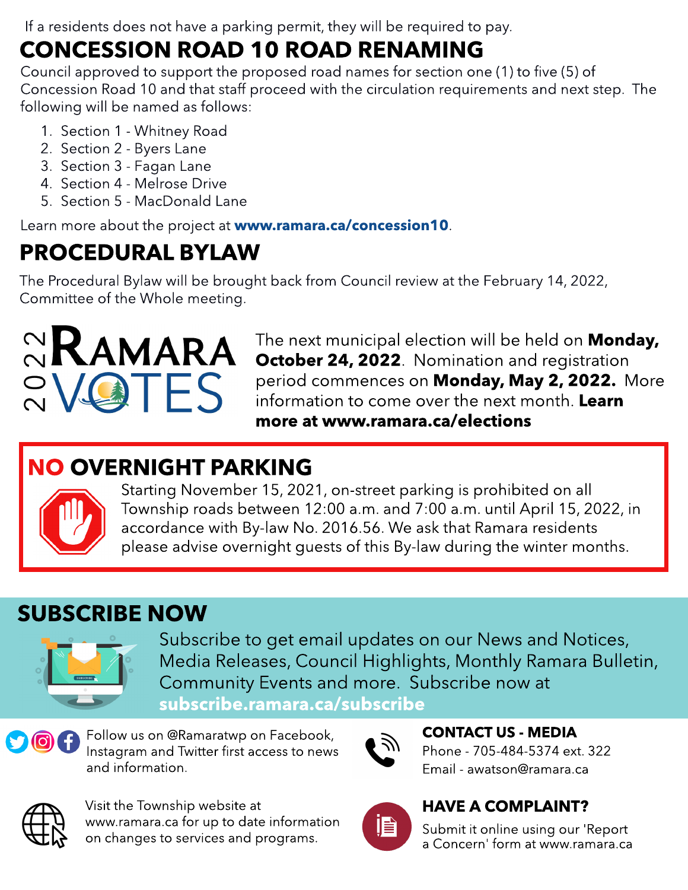If a residents does not have a parking permit, they will be required to pay.

## CONCESSION ROAD 10 ROAD RENAMING

Council approved to support the proposed road names for section one (1) to five (5) of Concession Road 10 and that staff proceed with the circulation requirements and next step. The following will be named as follows:

1. Section 1 - Whitney Road
2. Section 2 - Byers Lane
3. Section 3 - Fagan Lane
4. Section 4 - Melrose Drive
5. Section 5 - MacDonald Lane

Learn more about the project at **www.ramara.ca/concession10**.

## PROCEDURAL BYLAW

The Procedural Bylaw will be brought back from Council review at the February 14, 2022, Committee of the Whole meeting.

2022 RAMARA VOTES

The next municipal election will be held on **Monday, October 24, 2022**. Nomination and registration period commences on **Monday, May 2, 2022.** More information to come over the next month. **Learn more at www.ramara.ca/elections**

## NO OVERNIGHT PARKING

Starting November 15, 2021, on-street parking is prohibited on all Township roads between 12:00 a.m. and 7:00 a.m. until April 15, 2022, in accordance with By-law No. 2016.56. We ask that Ramara residents please advise overnight guests of this By-law during the winter months.

## SUBSCRIBE NOW

Subscribe to get email updates on our News and Notices, Media Releases, Council Highlights, Monthly Ramara Bulletin, Community Events and more. Subscribe now at **subscribe.ramara.ca/subscribe**

Follow us on @Ramaratwp on Facebook, Instagram and Twitter first access to news and information.

### CONTACT US - MEDIA

Phone - 705-484-5374 ext. 322
Email - awatson@ramara.ca

Visit the Township website at www.ramara.ca for up to date information on changes to services and programs.

### HAVE A COMPLAINT?

Submit it online using our 'Report a Concern' form at www.ramara.ca